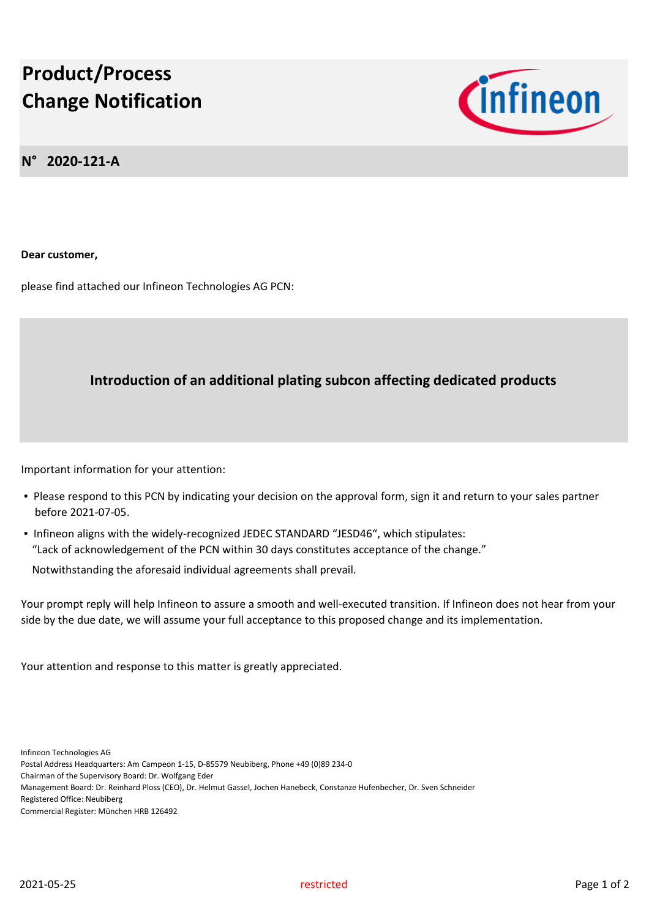# Product/Process Change Notification

## N° 2020-121-A

**Dear customer,**

please find attached our Infineon Technologies AG PCN:

**Introduction of an additional plating subcon affecting dedicated products**

Important information for your attention:

- Please respond to this PCN by indicating your decision on the approval form, sign it and return to your sales partner before 2021-07-05.
- Infineon aligns with the widely-recognized JEDEC STANDARD "JESD46", which stipulates: "Lack of acknowledgement of the PCN within 30 days constitutes acceptance of the change."

  Notwithstanding the aforesaid individual agreements shall prevail.

Your prompt reply will help Infineon to assure a smooth and well-executed transition. If Infineon does not hear from your side by the due date, we will assume your full acceptance to this proposed change and its implementation.

Your attention and response to this matter is greatly appreciated.

Infineon Technologies AG
Postal Address Headquarters: Am Campeon 1-15, D-85579 Neubiberg, Phone +49 (0)89 234-0
Chairman of the Supervisory Board: Dr. Wolfgang Eder
Management Board: Dr. Reinhard Ploss (CEO), Dr. Helmut Gassel, Jochen Hanebeck, Constanze Hufenbecher, Dr. Sven Schneider
Registered Office: Neubiberg
Commercial Register: München HRB 126492

2021-05-25 restricted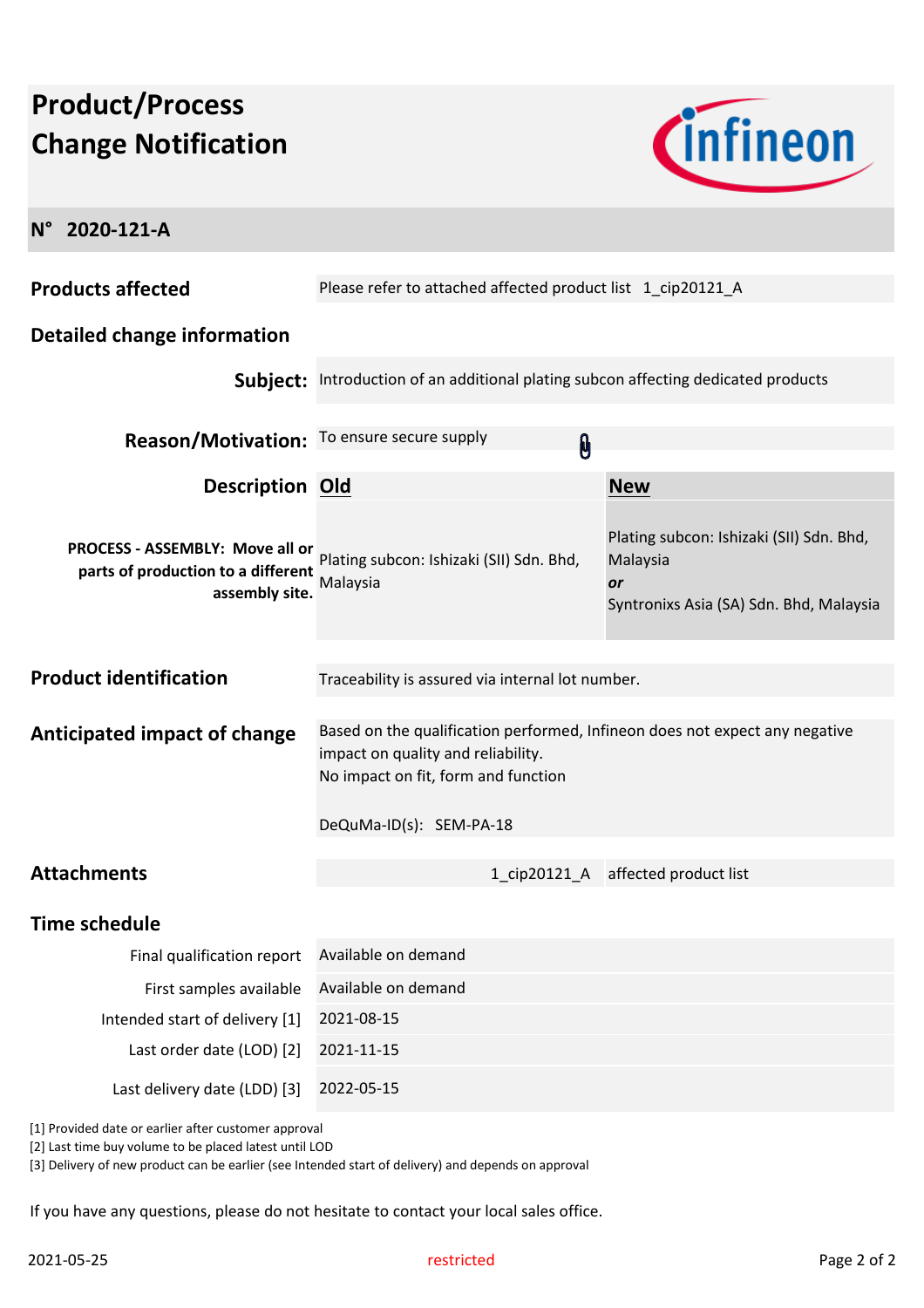# Product/Process Change Notification

## N° 2020-121-A

**Products affected**: Please refer to attached affected product list 1_cip20121_A

## Detailed change information

**Subject:** Introduction of an additional plating subcon affecting dedicated products

**Reason/Motivation:** To ensure secure supply

| Description | Old | New |
| --- | --- | --- |
| **PROCESS - ASSEMBLY: Move all or parts of production to a different assembly site.** | Plating subcon: Ishizaki (SII) Sdn. Bhd, Malaysia | Plating subcon: Ishizaki (SII) Sdn. Bhd, Malaysia ***or*** Syntronixs Asia (SA) Sdn. Bhd, Malaysia |

**Product identification**: Traceability is assured via internal lot number.

**Anticipated impact of change**: Based on the qualification performed, Infineon does not expect any negative impact on quality and reliability.
No impact on fit, form and function

DeQuMa-ID(s): SEM-PA-18

**Attachments**: 1_cip20121_A affected product list

## Time schedule

| | |
| --- | --- |
| Final qualification report | Available on demand |
| First samples available | Available on demand |
| Intended start of delivery [1] | 2021-08-15 |
| Last order date (LOD) [2] | 2021-11-15 |
| Last delivery date (LDD) [3] | 2022-05-15 |

[1] Provided date or earlier after customer approval
[2] Last time buy volume to be placed latest until LOD
[3] Delivery of new product can be earlier (see Intended start of delivery) and depends on approval

If you have any questions, please do not hesitate to contact your local sales office.

2021-05-25 restricted